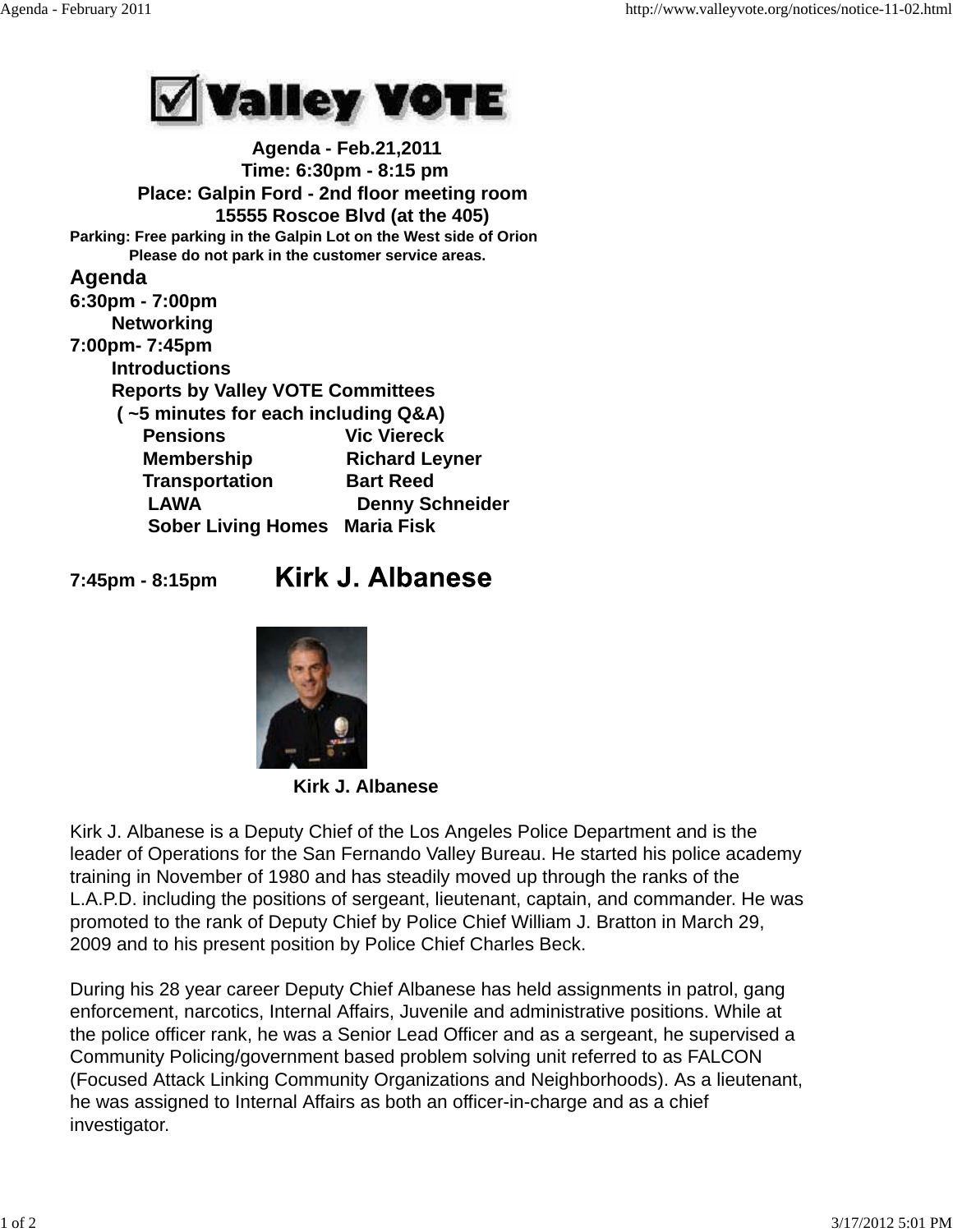**Agenda - Feb.21,2011**
**Time: 6:30pm - 8:15 pm**
**Place: Galpin Ford - 2nd floor meeting room**
**15555 Roscoe Blvd (at the 405)**

**Parking: Free parking in the Galpin Lot on the West side of Orion**
**Please do not park in the customer service areas.**

## Agenda

**6:30pm - 7:00pm**
**Networking**

**7:00pm- 7:45pm**
**Introductions**
**Reports by Valley VOTE Committees**
**( ~5 minutes for each including Q&A)**

| | |
|---|---|
| **Pensions** | **Vic Viereck** |
| **Membership** | **Richard Leyner** |
| **Transportation** | **Bart Reed** |
| **LAWA** | **Denny Schneider** |
| **Sober Living Homes** | **Maria Fisk** |

**7:45pm - 8:15pm** **Kirk J. Albanese**

**Kirk J. Albanese**

Kirk J. Albanese is a Deputy Chief of the Los Angeles Police Department and is the leader of Operations for the San Fernando Valley Bureau. He started his police academy training in November of 1980 and has steadily moved up through the ranks of the L.A.P.D. including the positions of sergeant, lieutenant, captain, and commander. He was promoted to the rank of Deputy Chief by Police Chief William J. Bratton in March 29, 2009 and to his present position by Police Chief Charles Beck.

During his 28 year career Deputy Chief Albanese has held assignments in patrol, gang enforcement, narcotics, Internal Affairs, Juvenile and administrative positions. While at the police officer rank, he was a Senior Lead Officer and as a sergeant, he supervised a Community Policing/government based problem solving unit referred to as FALCON (Focused Attack Linking Community Organizations and Neighborhoods). As a lieutenant, he was assigned to Internal Affairs as both an officer-in-charge and as a chief investigator.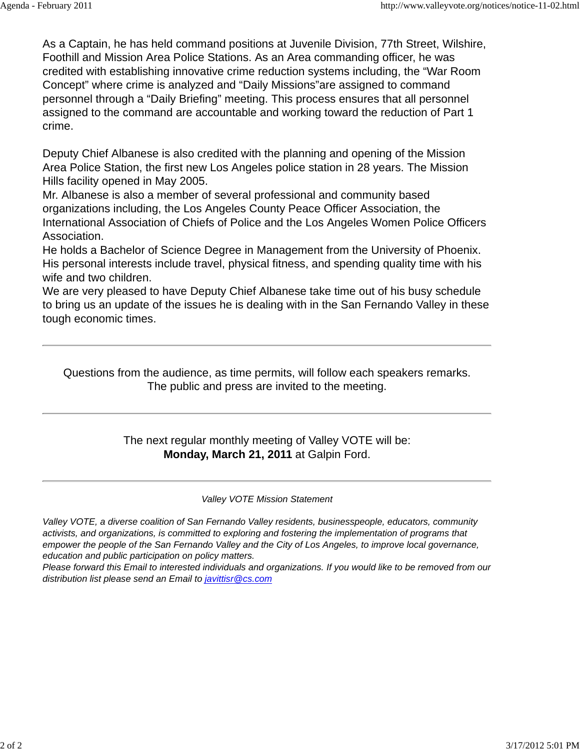As a Captain, he has held command positions at Juvenile Division, 77th Street, Wilshire, Foothill and Mission Area Police Stations. As an Area commanding officer, he was credited with establishing innovative crime reduction systems including, the “War Room Concept” where crime is analyzed and “Daily Missions”are assigned to command personnel through a “Daily Briefing” meeting. This process ensures that all personnel assigned to the command are accountable and working toward the reduction of Part 1 crime.

Deputy Chief Albanese is also credited with the planning and opening of the Mission Area Police Station, the first new Los Angeles police station in 28 years. The Mission Hills facility opened in May 2005.
Mr. Albanese is also a member of several professional and community based organizations including, the Los Angeles County Peace Officer Association, the International Association of Chiefs of Police and the Los Angeles Women Police Officers Association.
He holds a Bachelor of Science Degree in Management from the University of Phoenix. His personal interests include travel, physical fitness, and spending quality time with his wife and two children.
We are very pleased to have Deputy Chief Albanese take time out of his busy schedule to bring us an update of the issues he is dealing with in the San Fernando Valley in these tough economic times.

---

Questions from the audience, as time permits, will follow each speakers remarks.
The public and press are invited to the meeting.

---

The next regular monthly meeting of Valley VOTE will be:
**Monday, March 21, 2011** at Galpin Ford.

---

*Valley VOTE Mission Statement*

*Valley VOTE, a diverse coalition of San Fernando Valley residents, businesspeople, educators, community activists, and organizations, is committed to exploring and fostering the implementation of programs that empower the people of the San Fernando Valley and the City of Los Angeles, to improve local governance, education and public participation on policy matters.*
*Please forward this Email to interested individuals and organizations. If you would like to be removed from our distribution list please send an Email to javittisr@cs.com*